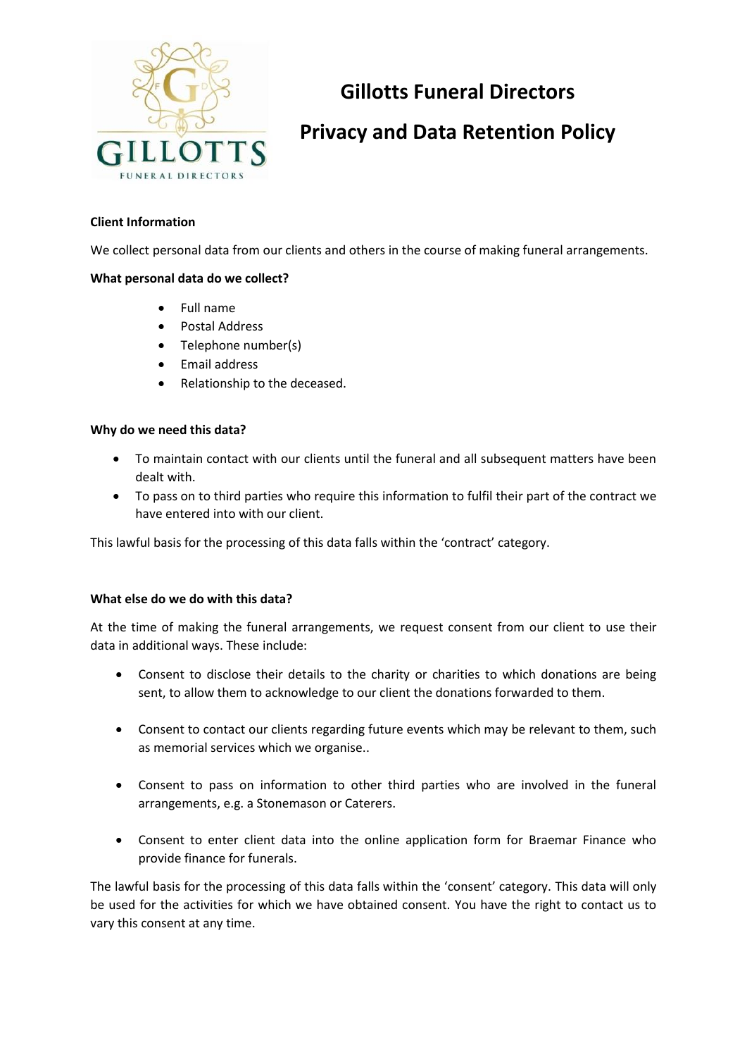# Gillotts Funeral Directors

# Privacy and Data Retention Policy

**Client Information**

We collect personal data from our clients and others in the course of making funeral arrangements.

**What personal data do we collect?**

- Full name
- Postal Address
- Telephone number(s)
- Email address
- Relationship to the deceased.

**Why do we need this data?**

- To maintain contact with our clients until the funeral and all subsequent matters have been dealt with.
- To pass on to third parties who require this information to fulfil their part of the contract we have entered into with our client.

This lawful basis for the processing of this data falls within the 'contract' category.

**What else do we do with this data?**

At the time of making the funeral arrangements, we request consent from our client to use their data in additional ways. These include:

- Consent to disclose their details to the charity or charities to which donations are being sent, to allow them to acknowledge to our client the donations forwarded to them.
- Consent to contact our clients regarding future events which may be relevant to them, such as memorial services which we organise..
- Consent to pass on information to other third parties who are involved in the funeral arrangements, e.g. a Stonemason or Caterers.
- Consent to enter client data into the online application form for Braemar Finance who provide finance for funerals.

The lawful basis for the processing of this data falls within the 'consent' category. This data will only be used for the activities for which we have obtained consent. You have the right to contact us to vary this consent at any time.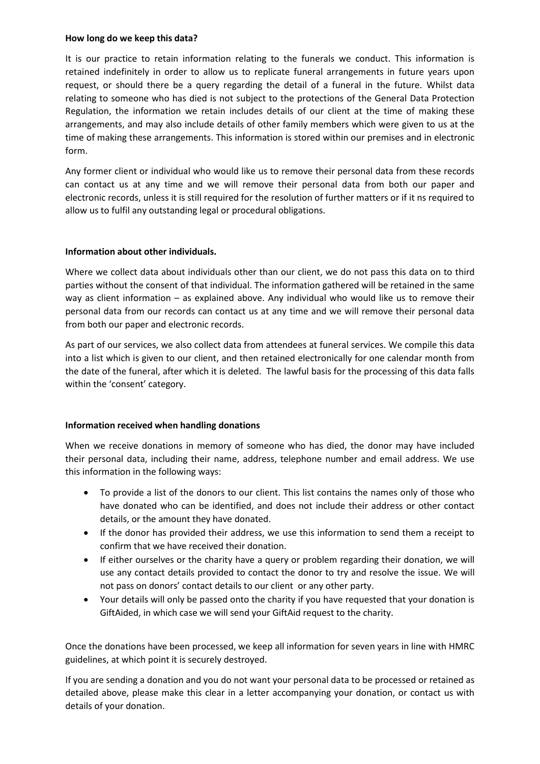**How long do we keep this data?**

It is our practice to retain information relating to the funerals we conduct. This information is retained indefinitely in order to allow us to replicate funeral arrangements in future years upon request, or should there be a query regarding the detail of a funeral in the future. Whilst data relating to someone who has died is not subject to the protections of the General Data Protection Regulation, the information we retain includes details of our client at the time of making these arrangements, and may also include details of other family members which were given to us at the time of making these arrangements. This information is stored within our premises and in electronic form.

Any former client or individual who would like us to remove their personal data from these records can contact us at any time and we will remove their personal data from both our paper and electronic records, unless it is still required for the resolution of further matters or if it ns required to allow us to fulfil any outstanding legal or procedural obligations.

**Information about other individuals.**

Where we collect data about individuals other than our client, we do not pass this data on to third parties without the consent of that individual. The information gathered will be retained in the same way as client information – as explained above. Any individual who would like us to remove their personal data from our records can contact us at any time and we will remove their personal data from both our paper and electronic records.

As part of our services, we also collect data from attendees at funeral services. We compile this data into a list which is given to our client, and then retained electronically for one calendar month from the date of the funeral, after which it is deleted. The lawful basis for the processing of this data falls within the 'consent' category.

**Information received when handling donations**

When we receive donations in memory of someone who has died, the donor may have included their personal data, including their name, address, telephone number and email address. We use this information in the following ways:

- To provide a list of the donors to our client. This list contains the names only of those who have donated who can be identified, and does not include their address or other contact details, or the amount they have donated.
- If the donor has provided their address, we use this information to send them a receipt to confirm that we have received their donation.
- If either ourselves or the charity have a query or problem regarding their donation, we will use any contact details provided to contact the donor to try and resolve the issue. We will not pass on donors' contact details to our client or any other party.
- Your details will only be passed onto the charity if you have requested that your donation is GiftAided, in which case we will send your GiftAid request to the charity.

Once the donations have been processed, we keep all information for seven years in line with HMRC guidelines, at which point it is securely destroyed.

If you are sending a donation and you do not want your personal data to be processed or retained as detailed above, please make this clear in a letter accompanying your donation, or contact us with details of your donation.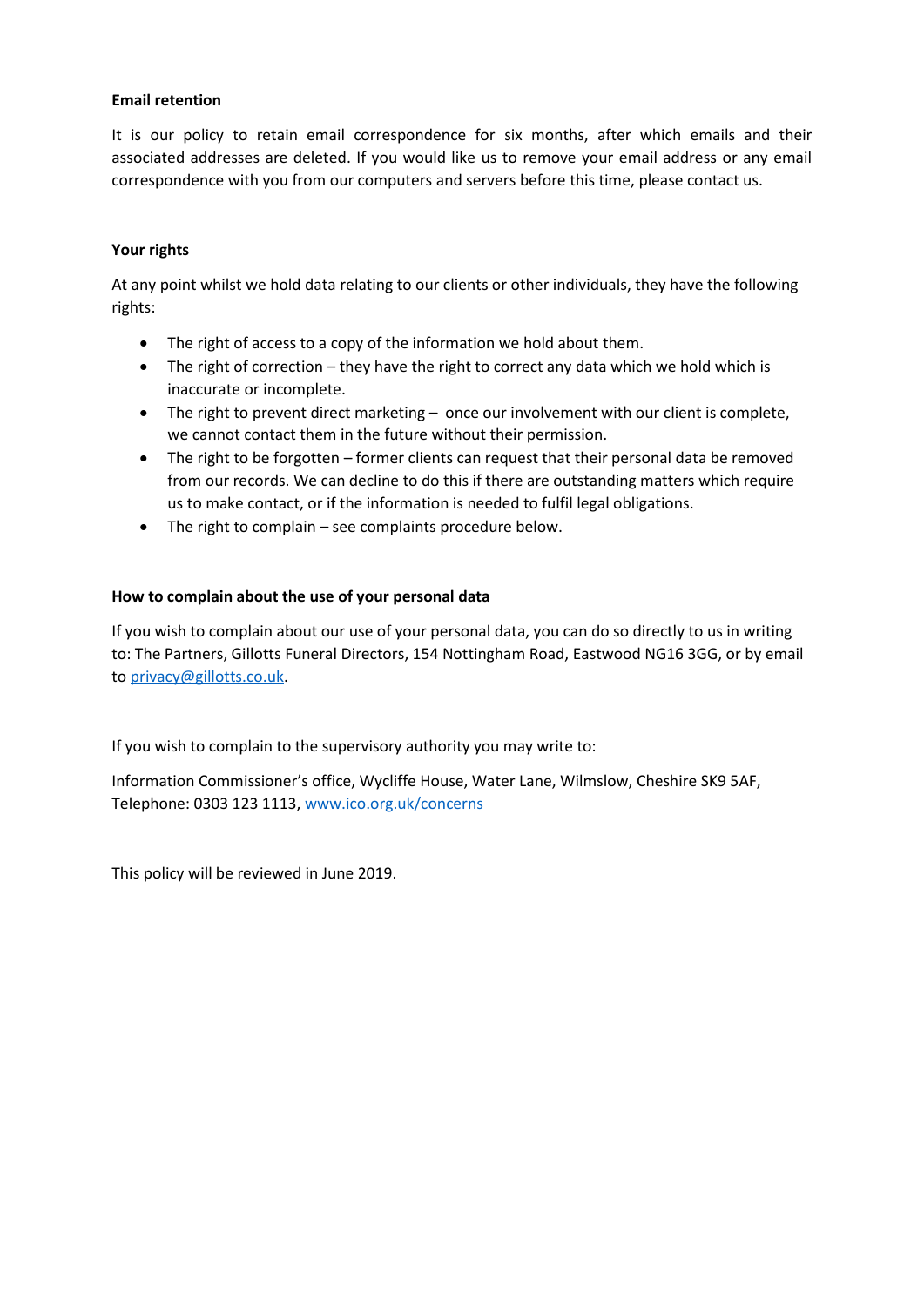**Email retention**

It is our policy to retain email correspondence for six months, after which emails and their associated addresses are deleted. If you would like us to remove your email address or any email correspondence with you from our computers and servers before this time, please contact us.

**Your rights**

At any point whilst we hold data relating to our clients or other individuals, they have the following rights:

- The right of access to a copy of the information we hold about them.
- The right of correction – they have the right to correct any data which we hold which is inaccurate or incomplete.
- The right to prevent direct marketing – once our involvement with our client is complete, we cannot contact them in the future without their permission.
- The right to be forgotten – former clients can request that their personal data be removed from our records. We can decline to do this if there are outstanding matters which require us to make contact, or if the information is needed to fulfil legal obligations.
- The right to complain – see complaints procedure below.

**How to complain about the use of your personal data**

If you wish to complain about our use of your personal data, you can do so directly to us in writing to: The Partners, Gillotts Funeral Directors, 154 Nottingham Road, Eastwood NG16 3GG, or by email to privacy@gillotts.co.uk.

If you wish to complain to the supervisory authority you may write to:

Information Commissioner's office, Wycliffe House, Water Lane, Wilmslow, Cheshire SK9 5AF, Telephone: 0303 123 1113, www.ico.org.uk/concerns

This policy will be reviewed in June 2019.